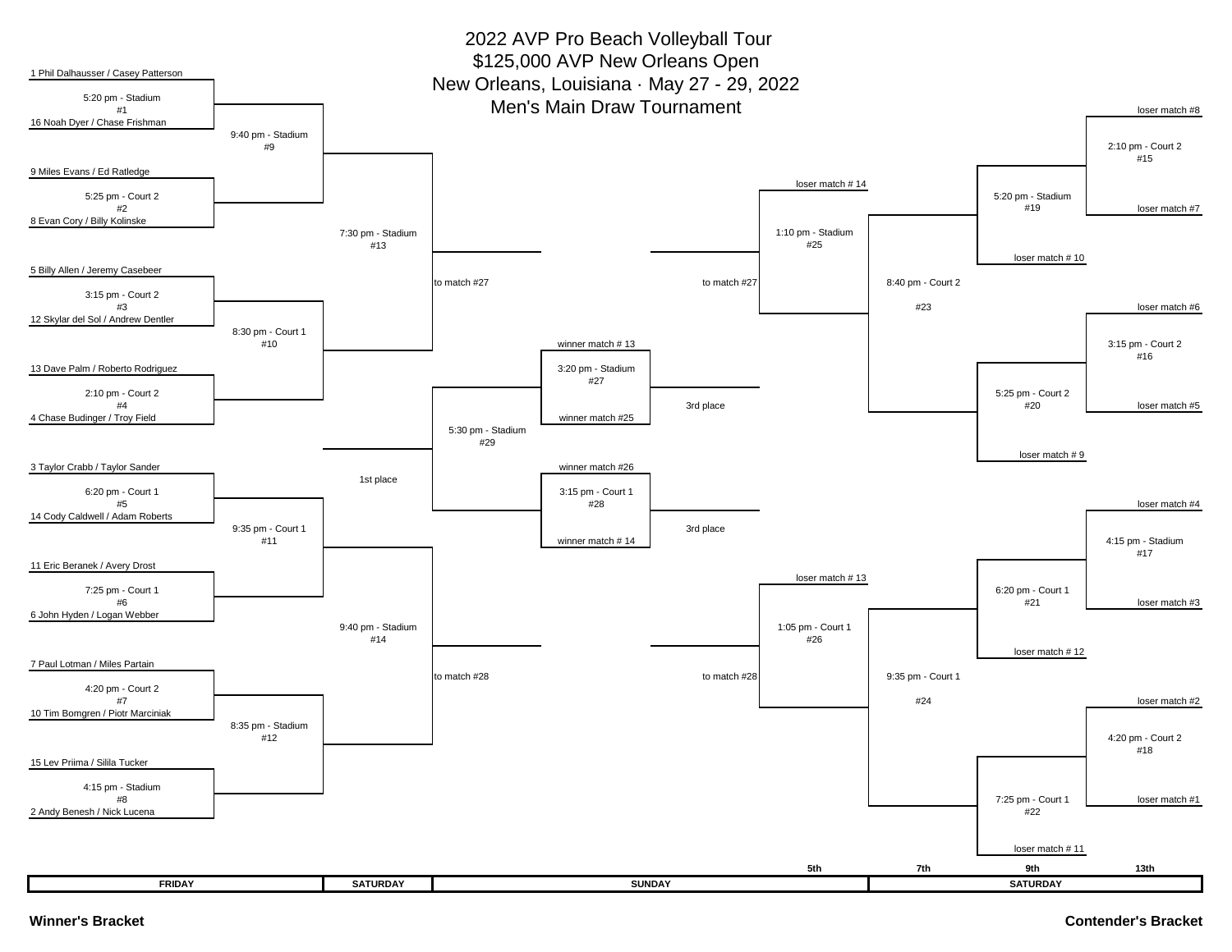# 2022 AVP Pro Beach Volleyball Tour
# $125,000 AVP New Orleans Open
# New Orleans, Louisiana · May 27 - 29, 2022
# Men's Main Draw Tournament

## Winner's Bracket

### FRIDAY

| Match | Time / Court | Team 1 | Team 2 |
|---|---|---|---|
| #1 | 5:20 pm - Stadium | 1 Phil Dalhausser / Casey Patterson | 16 Noah Dyer / Chase Frishman |
| #2 | 5:25 pm - Court 2 | 9 Miles Evans / Ed Ratledge | 8 Evan Cory / Billy Kolinske |
| #3 | 3:15 pm - Court 2 | 5 Billy Allen / Jeremy Casebeer | 12 Skylar del Sol / Andrew Dentler |
| #4 | 2:10 pm - Court 2 | 13 Dave Palm / Roberto Rodriguez | 4 Chase Budinger / Troy Field |
| #5 | 6:20 pm - Court 1 | 3 Taylor Crabb / Taylor Sander | 14 Cody Caldwell / Adam Roberts |
| #6 | 7:25 pm - Court 1 | 11 Eric Beranek / Avery Drost | 6 John Hyden / Logan Webber |
| #7 | 4:20 pm - Court 2 | 7 Paul Lotman / Miles Partain | 10 Tim Bomgren / Piotr Marciniak |
| #8 | 4:15 pm - Stadium | 15 Lev Priima / Silila Tucker | 2 Andy Benesh / Nick Lucena |

| Match | Time / Court | Feeds |
|---|---|---|
| #9 | 9:40 pm - Stadium | Winners #1 and #2 |
| #10 | 8:30 pm - Court 1 | Winners #3 and #4 |
| #11 | 9:35 pm - Court 1 | Winners #5 and #6 |
| #12 | 8:35 pm - Stadium | Winners #7 and #8 |

### SATURDAY

| Match | Time / Court | Feeds |
|---|---|---|
| #13 | 7:30 pm - Stadium | Winners #9 and #10; to match #27 |
| #14 | 9:40 pm - Stadium | Winners #11 and #12; to match #28 |

### SUNDAY

| Match | Time / Court | Feeds |
|---|---|---|
| #27 | 3:20 pm - Stadium | winner match # 13 vs winner match #25; 3rd place |
| #28 | 3:15 pm - Court 1 | winner match #26 vs winner match # 14; 3rd place |
| #29 | 5:30 pm - Stadium | 1st place |

## Contender's Bracket

### SATURDAY

| Match | Time / Court | Feeds |
|---|---|---|
| #15 | 2:10 pm - Court 2 | loser match #8 vs loser match #7 |
| #16 | 3:15 pm - Court 2 | loser match #6 vs loser match #5 |
| #17 | 4:15 pm - Stadium | loser match #4 vs loser match #3 |
| #18 | 4:20 pm - Court 2 | loser match #2 vs loser match #1 |
| #19 | 5:20 pm - Stadium | Winner #15 vs loser match # 10 |
| #20 | 5:25 pm - Court 2 | Winner #16 vs loser match # 9 |
| #21 | 6:20 pm - Court 1 | Winner #17 vs loser match # 12 |
| #22 | 7:25 pm - Court 1 | Winner #18 vs loser match # 11 |
| #23 | 8:40 pm - Court 2 | Winners #19 and #20 |
| #24 | 9:35 pm - Court 1 | Winners #21 and #22 |

### SUNDAY

| Match | Time / Court | Feeds |
|---|---|---|
| #25 | 1:10 pm - Stadium | loser match # 14 vs winner #23; to match #27 |
| #26 | 1:05 pm - Court 1 | loser match # 13 vs winner #24; to match #28 |

Finishing places: 5th (losers #25, #26), 7th (losers #23, #24), 9th (losers #19–#22), 13th (losers #15–#18)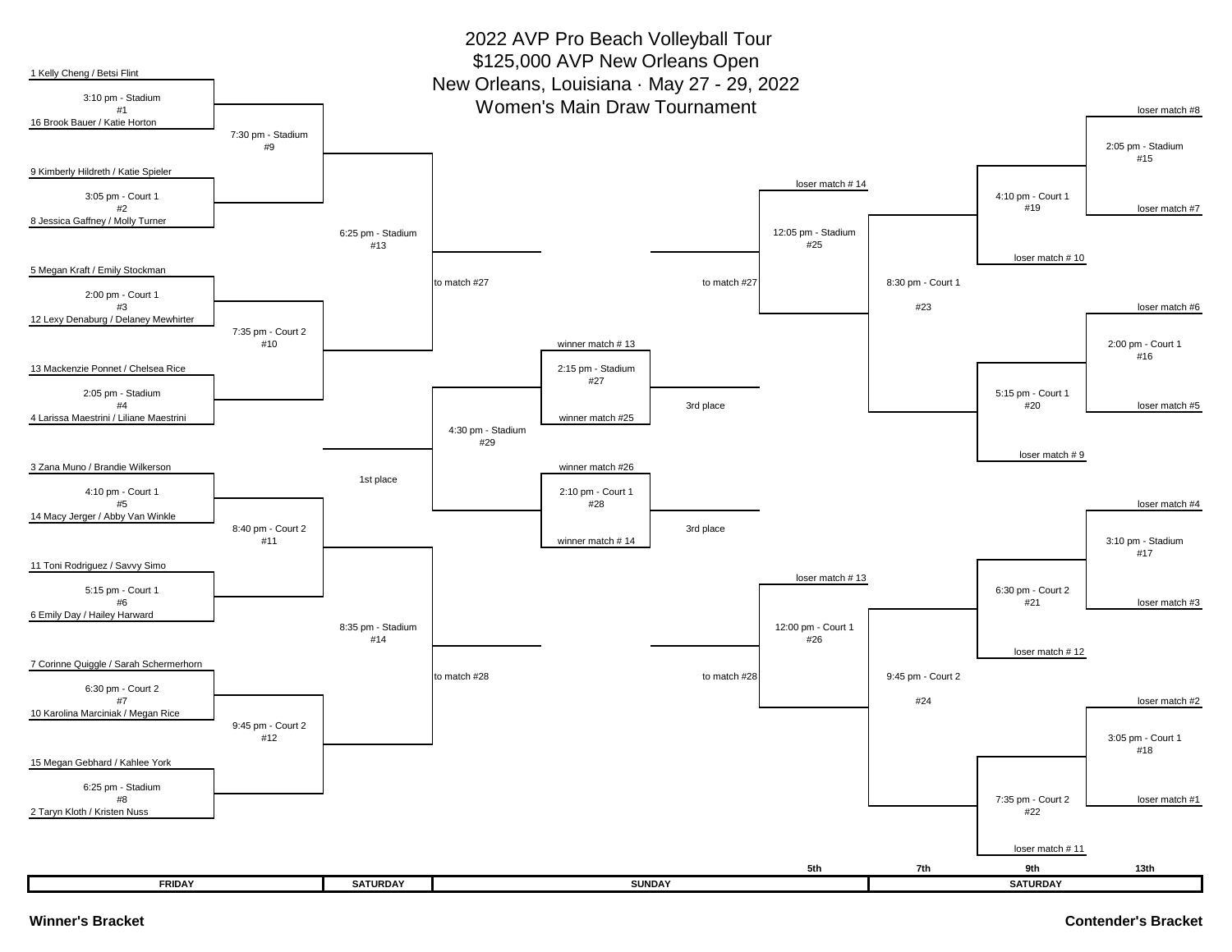# 2022 AVP Pro Beach Volleyball Tour
## $125,000 AVP New Orleans Open
## New Orleans, Louisiana · May 27 - 29, 2022
## Women's Main Draw Tournament

**Winner's Bracket**

**FRIDAY**

1 Kelly Cheng / Betsi Flint
3:10 pm - Stadium
#1
16 Brook Bauer / Katie Horton

9 Kimberly Hildreth / Katie Spieler
3:05 pm - Court 1
#2
8 Jessica Gaffney / Molly Turner

5 Megan Kraft / Emily Stockman
2:00 pm - Court 1
#3
12 Lexy Denaburg / Delaney Mewhirter

13 Mackenzie Ponnet / Chelsea Rice
2:05 pm - Stadium
#4
4 Larissa Maestrini / Liliane Maestrini

3 Zana Muno / Brandie Wilkerson
4:10 pm - Court 1
#5
14 Macy Jerger / Abby Van Winkle

11 Toni Rodriguez / Savvy Simo
5:15 pm - Court 1
#6
6 Emily Day / Hailey Harward

7 Corinne Quiggle / Sarah Schermerhorn
6:30 pm - Court 2
#7
10 Karolina Marciniak / Megan Rice

15 Megan Gebhard / Kahlee York
6:25 pm - Stadium
#8
2 Taryn Kloth / Kristen Nuss

7:30 pm - Stadium
#9

7:35 pm - Court 2
#10

8:40 pm - Court 2
#11

9:45 pm - Court 2
#12

**SATURDAY**

6:25 pm - Stadium
#13

8:35 pm - Stadium
#14

1st place

**SUNDAY**

to match #27

to match #28

4:30 pm - Stadium
#29

winner match # 13
2:15 pm - Stadium
#27
winner match #25

3rd place

winner match #26
2:10 pm - Court 1
#28
winner match # 14

3rd place

to match #27

to match #28

loser match # 14
12:05 pm - Stadium
#25

loser match # 13
12:00 pm - Court 1
#26

**Contender's Bracket**

**SATURDAY**

8:30 pm - Court 1
#23

9:45 pm - Court 2
#24

4:10 pm - Court 1
#19
loser match # 10

5:15 pm - Court 1
#20
loser match # 9

6:30 pm - Court 2
#21
loser match # 12

7:35 pm - Court 2
#22
loser match # 11

loser match #8
2:05 pm - Stadium
#15
loser match #7

loser match #6
2:00 pm - Court 1
#16
loser match #5

loser match #4
3:10 pm - Stadium
#17
loser match #3

loser match #2
3:05 pm - Court 1
#18
loser match #1

5th | 7th | 9th | 13th